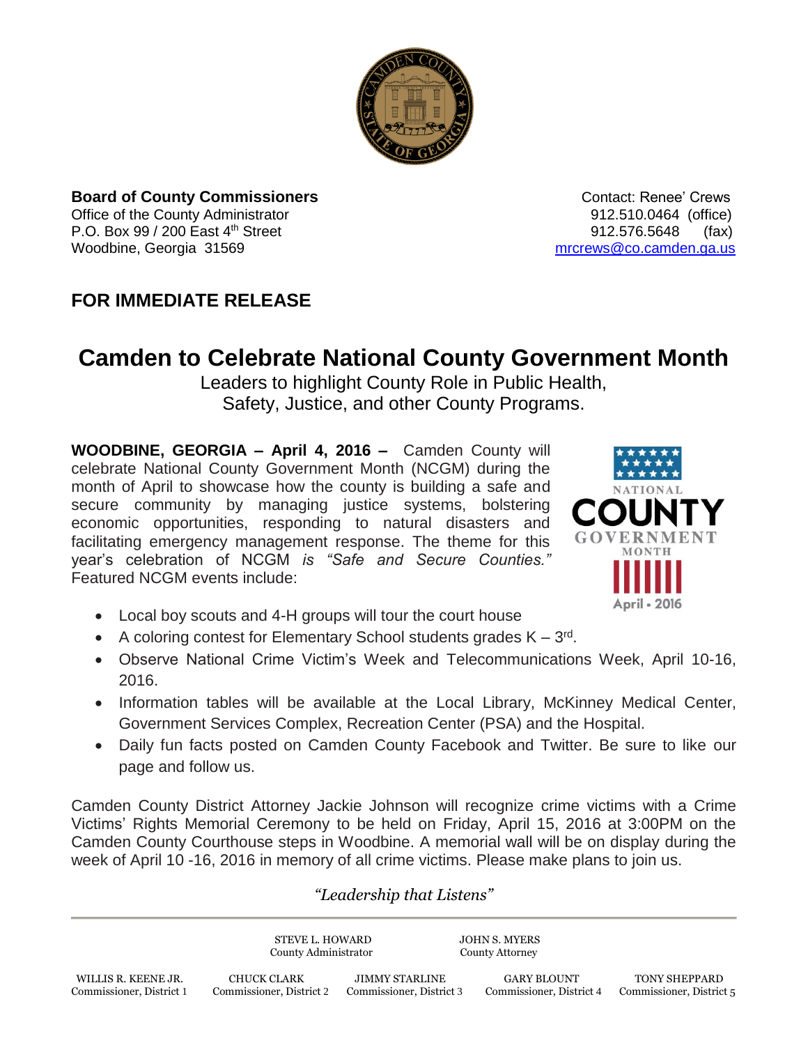**Board of County Commissioners**
Office of the County Administrator
P.O. Box 99 / 200 East 4th Street
Woodbine, Georgia 31569

Contact: Renee' Crews
912.510.0464 (office)
912.576.5648 (fax)
mrcrews@co.camden.ga.us

## FOR IMMEDIATE RELEASE

# Camden to Celebrate National County Government Month

Leaders to highlight County Role in Public Health, Safety, Justice, and other County Programs.

**WOODBINE, GEORGIA – April 4, 2016 –** Camden County will celebrate National County Government Month (NCGM) during the month of April to showcase how the county is building a safe and secure community by managing justice systems, bolstering economic opportunities, responding to natural disasters and facilitating emergency management response. The theme for this year's celebration of NCGM *is "Safe and Secure Counties."* Featured NCGM events include:

- Local boy scouts and 4-H groups will tour the court house
- A coloring contest for Elementary School students grades K – 3rd.
- Observe National Crime Victim's Week and Telecommunications Week, April 10-16, 2016.
- Information tables will be available at the Local Library, McKinney Medical Center, Government Services Complex, Recreation Center (PSA) and the Hospital.
- Daily fun facts posted on Camden County Facebook and Twitter. Be sure to like our page and follow us.

Camden County District Attorney Jackie Johnson will recognize crime victims with a Crime Victims' Rights Memorial Ceremony to be held on Friday, April 15, 2016 at 3:00PM on the Camden County Courthouse steps in Woodbine. A memorial wall will be on display during the week of April 10 -16, 2016 in memory of all crime victims. Please make plans to join us.

*"Leadership that Listens"*

STEVE L. HOWARD, County Administrator
JOHN S. MYERS, County Attorney

WILLIS R. KEENE JR., Commissioner, District 1
CHUCK CLARK, Commissioner, District 2
JIMMY STARLINE, Commissioner, District 3
GARY BLOUNT, Commissioner, District 4
TONY SHEPPARD, Commissioner, District 5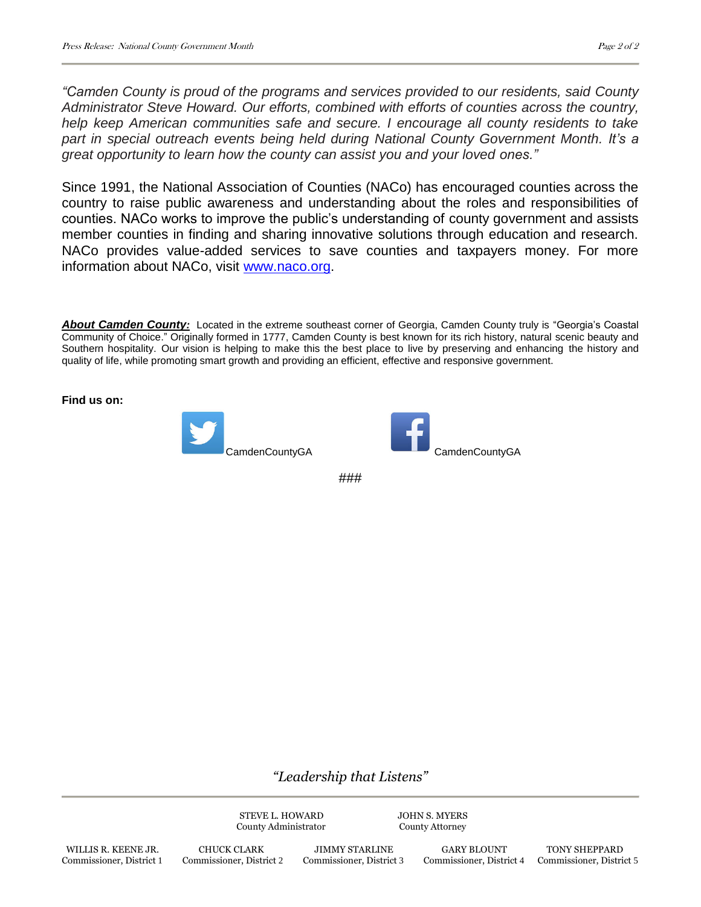*"Camden County is proud of the programs and services provided to our residents, said County Administrator Steve Howard. Our efforts, combined with efforts of counties across the country, help keep American communities safe and secure. I encourage all county residents to take part in special outreach events being held during National County Government Month. It's a great opportunity to learn how the county can assist you and your loved ones."*

Since 1991, the National Association of Counties (NACo) has encouraged counties across the country to raise public awareness and understanding about the roles and responsibilities of counties. NACo works to improve the public's understanding of county government and assists member counties in finding and sharing innovative solutions through education and research. NACo provides value-added services to save counties and taxpayers money. For more information about NACo, visit [www.naco.org](http://www.naco.org).

***About Camden County:*** Located in the extreme southeast corner of Georgia, Camden County truly is "Georgia's Coastal Community of Choice." Originally formed in 1777, Camden County is best known for its rich history, natural scenic beauty and Southern hospitality. Our vision is helping to make this the best place to live by preserving and enhancing the history and quality of life, while promoting smart growth and providing an efficient, effective and responsive government.

**Find us on:**

CamdenCountyGA CamdenCountyGA

###

*"Leadership that Listens"*

STEVE L. HOWARD
County Administrator

JOHN S. MYERS
County Attorney

WILLIS R. KEENE JR.
Commissioner, District 1

CHUCK CLARK
Commissioner, District 2

JIMMY STARLINE
Commissioner, District 3

GARY BLOUNT
Commissioner, District 4

TONY SHEPPARD
Commissioner, District 5